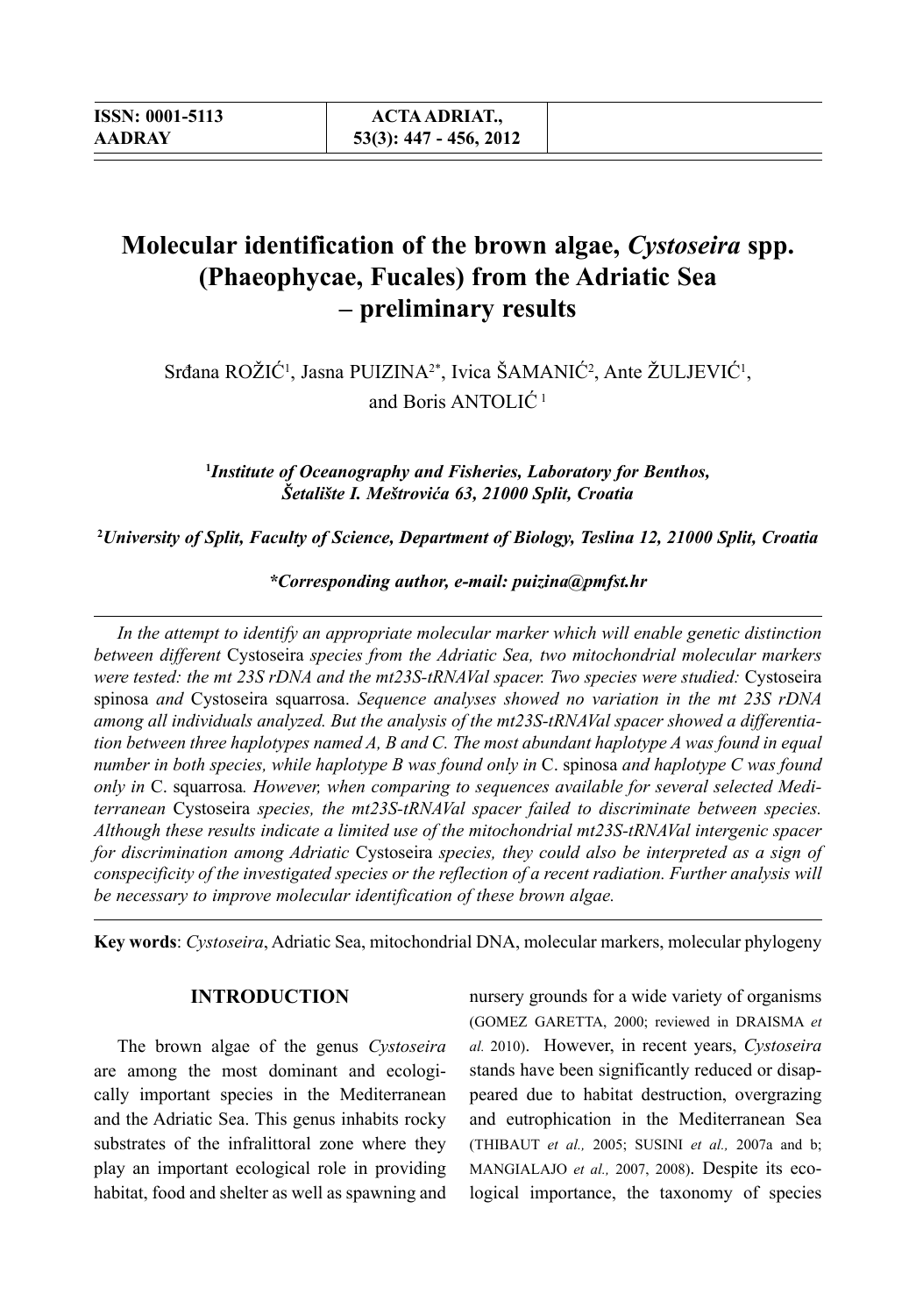# Molecular identification of the brown algae, *Cystoseira* spp. (Phaeophycae, Fucales) from the Adriatic Sea – preliminary results

Srđana ROŽIĆ[1], Jasna PUIZINA[2*], Ivica ŠAMANIĆ[2], Ante ŽULJEVIĆ[1], and Boris ANTOLIĆ [1]

[1]*Institute of Oceanography and Fisheries, Laboratory for Benthos, Šetalište I. Meštrovića 63, 21000 Split, Croatia*

[2]*University of Split, Faculty of Science, Department of Biology, Teslina 12, 21000 Split, Croatia*

*\*Corresponding author, e-mail: puizina@pmfst.hr*

*In the attempt to identify an appropriate molecular marker which will enable genetic distinction between different* Cystoseira *species from the Adriatic Sea, two mitochondrial molecular markers were tested: the mt 23S rDNA and the mt23S-tRNAVal spacer. Two species were studied:* Cystoseira spinosa *and* Cystoseira squarrosa*. Sequence analyses showed no variation in the mt 23S rDNA among all individuals analyzed. But the analysis of the mt23S-tRNAVal spacer showed a differentiation between three haplotypes named A, B and C. The most abundant haplotype A was found in equal number in both species, while haplotype B was found only in* C. spinosa *and haplotype C was found only in* C. squarrosa*. However, when comparing to sequences available for several selected Mediterranean* Cystoseira *species, the mt23S-tRNAVal spacer failed to discriminate between species. Although these results indicate a limited use of the mitochondrial mt23S-tRNAVal intergenic spacer for discrimination among Adriatic* Cystoseira *species, they could also be interpreted as a sign of conspecificity of the investigated species or the reflection of a recent radiation. Further analysis will be necessary to improve molecular identification of these brown algae.*

**Key words**: *Cystoseira*, Adriatic Sea, mitochondrial DNA, molecular markers, molecular phylogeny

## INTRODUCTION

The brown algae of the genus *Cystoseira* are among the most dominant and ecologically important species in the Mediterranean and the Adriatic Sea. This genus inhabits rocky substrates of the infralittoral zone where they play an important ecological role in providing habitat, food and shelter as well as spawning and nursery grounds for a wide variety of organisms (GOMEZ GARETTA, 2000; reviewed in DRAISMA *et al.* 2010). However, in recent years, *Cystoseira* stands have been significantly reduced or disappeared due to habitat destruction, overgrazing and eutrophication in the Mediterranean Sea (THIBAUT *et al.,* 2005; SUSINI *et al.,* 2007a and b; MANGIALAJO *et al.,* 2007, 2008). Despite its ecological importance, the taxonomy of species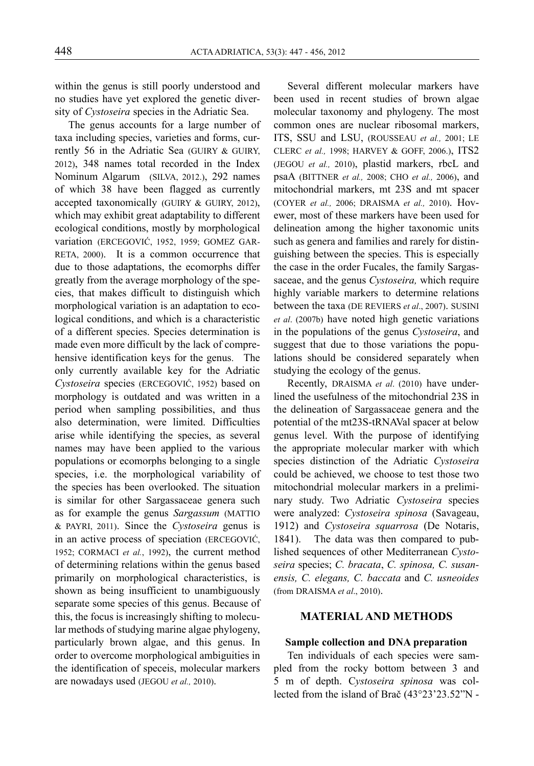within the genus is still poorly understood and no studies have yet explored the genetic diversity of *Cystoseira* species in the Adriatic Sea.

The genus accounts for a large number of taxa including species, varieties and forms, currently 56 in the Adriatic Sea (GUIRY & GUIRY, 2012), 348 names total recorded in the Index Nominum Algarum (SILVA, 2012.), 292 names of which 38 have been flagged as currently accepted taxonomically (GUIRY & GUIRY, 2012), which may exhibit great adaptability to different ecological conditions, mostly by morphological variation (ERCEGOVIĆ, 1952, 1959; GOMEZ GARRETA, 2000). It is a common occurrence that due to those adaptations, the ecomorphs differ greatly from the average morphology of the species, that makes difficult to distinguish which morphological variation is an adaptation to ecological conditions, and which is a characteristic of a different species. Species determination is made even more difficult by the lack of comprehensive identification keys for the genus. The only currently available key for the Adriatic *Cystoseira* species (ERCEGOVIĆ, 1952) based on morphology is outdated and was written in a period when sampling possibilities, and thus also determination, were limited. Difficulties arise while identifying the species, as several names may have been applied to the various populations or ecomorphs belonging to a single species, i.e. the morphological variability of the species has been overlooked. The situation is similar for other Sargassaceae genera such as for example the genus *Sargassum* (MATTIO & PAYRI, 2011). Since the *Cystoseira* genus is in an active process of speciation (ERCEGOVIĆ, 1952; CORMACI *et al.*, 1992), the current method of determining relations within the genus based primarily on morphological characteristics, is shown as being insufficient to unambiguously separate some species of this genus. Because of this, the focus is increasingly shifting to molecular methods of studying marine algae phylogeny, particularly brown algae, and this genus. In order to overcome morphological ambiguities in the identification of speceis, molecular markers are nowadays used (JEGOU *et al.,* 2010).

Several different molecular markers have been used in recent studies of brown algae molecular taxonomy and phylogeny. The most common ones are nuclear ribosomal markers, ITS, SSU and LSU, (ROUSSEAU *et al.,* 2001; LE CLERC *et al.,* 1998; HARVEY & GOFF, 2006.), ITS2 (JEGOU *et al.,* 2010), plastid markers, rbcL and psaA (BITTNER *et al.,* 2008; CHO *et al.,* 2006), and mitochondrial markers, mt 23S and mt spacer (COYER *et al.,* 2006; DRAISMA *et al.,* 2010). However, most of these markers have been used for delineation among the higher taxonomic units such as genera and families and rarely for distinguishing between the species. This is especially the case in the order Fucales, the family Sargassaceae, and the genus *Cystoseira,* which require highly variable markers to determine relations between the taxa (DE REVIERS *et al*., 2007). SUSINI *et al*. (2007b) have noted high genetic variations in the populations of the genus *Cystoseira*, and suggest that due to those variations the populations should be considered separately when studying the ecology of the genus.

Recently, DRAISMA *et al.* (2010) have underlined the usefulness of the mitochondrial 23S in the delineation of Sargassaceae genera and the potential of the mt23S-tRNAVal spacer at below genus level. With the purpose of identifying the appropriate molecular marker with which species distinction of the Adriatic *Cystoseira* could be achieved, we choose to test those two mitochondrial molecular markers in a preliminary study. Two Adriatic *Cystoseira* species were analyzed: *Cystoseira spinosa* (Savageau, 1912) and *Cystoseira squarrosa* (De Notaris, 1841). The data was then compared to published sequences of other Mediterranean *Cystoseira* species; *C. bracata*, *C. spinosa, C. susanensis, C. elegans, C. baccata* and *C. usneoides* (from DRAISMA *et al*., 2010).

## MATERIAL AND METHODS

### Sample collection and DNA preparation

Ten individuals of each species were sampled from the rocky bottom between 3 and 5 m of depth. *Cystoseira spinosa* was collected from the island of Brač (43°23'23.52"N -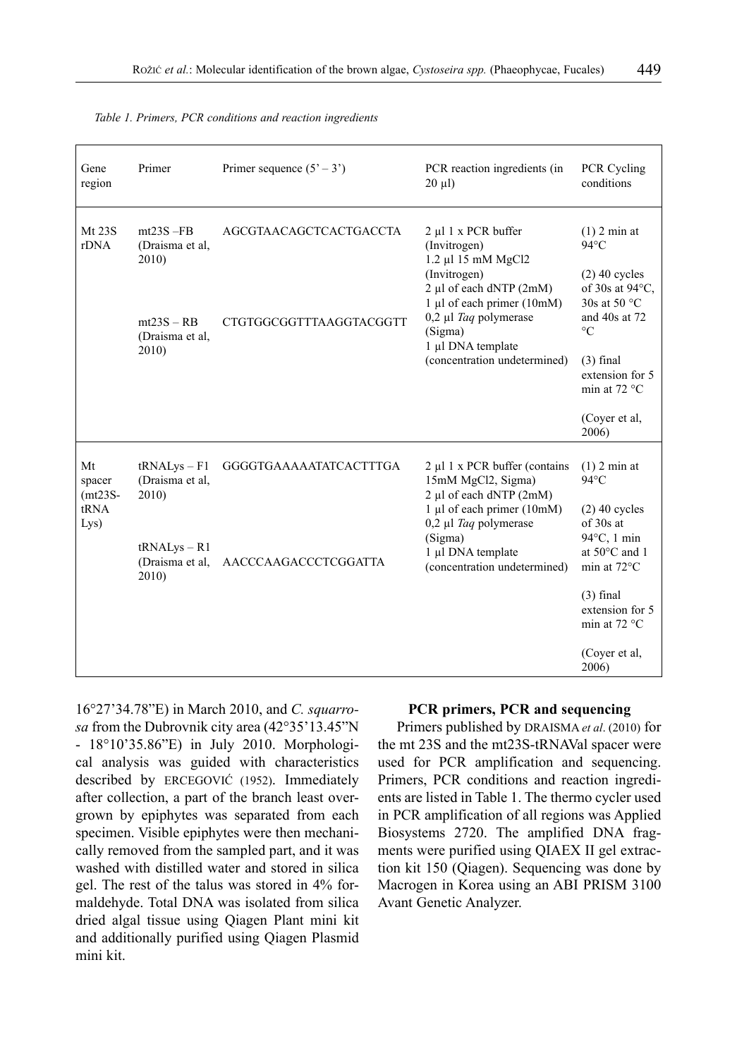*Table 1. Primers, PCR conditions and reaction ingredients*

| Gene region | Primer | Primer sequence (5' – 3') | PCR reaction ingredients (in 20 µl) | PCR Cycling conditions |
|---|---|---|---|---|
| Mt 23S rDNA | mt23S –FB (Draisma et al, 2010)<br><br>mt23S – RB (Draisma et al, 2010) | AGCGTAACAGCTCACTGACCTA<br><br>CTGTGGCGGTTTAAGGTACGGTT | 2 µl 1 x PCR buffer (Invitrogen)<br>1.2 µl 15 mM MgCl2 (Invitrogen)<br>2 µl of each dNTP (2mM)<br>1 µl of each primer (10mM)<br>0,2 µl *Taq* polymerase (Sigma)<br>1 µl DNA template (concentration undetermined) | (1) 2 min at 94°C<br><br>(2) 40 cycles of 30s at 94°C, 30s at 50 °C and 40s at 72 °C<br><br>(3) final extension for 5 min at 72 °C<br><br>(Coyer et al, 2006) |
| Mt spacer (mt23S-tRNA Lys) | tRNALys – F1 (Draisma et al, 2010)<br><br>tRNALys – R1 (Draisma et al, 2010) | GGGGTGAAAAATATCACTTTGA<br><br>AACCCAAGACCCTCGGATTA | 2 µl 1 x PCR buffer (contains 15mM MgCl2, Sigma)<br>2 µl of each dNTP (2mM)<br>1 µl of each primer (10mM)<br>0,2 µl *Taq* polymerase (Sigma)<br>1 µl DNA template (concentration undetermined) | (1) 2 min at 94°C<br><br>(2) 40 cycles of 30s at 94°C, 1 min at 50°C and 1 min at 72°C<br><br>(3) final extension for 5 min at 72 °C<br><br>(Coyer et al, 2006) |

16°27'34.78"E) in March 2010, and *C. squarrosa* from the Dubrovnik city area (42°35'13.45"N - 18°10'35.86"E) in July 2010. Morphological analysis was guided with characteristics described by ERCEGOVIĆ (1952). Immediately after collection, a part of the branch least overgrown by epiphytes was separated from each specimen. Visible epiphytes were then mechanically removed from the sampled part, and it was washed with distilled water and stored in silica gel. The rest of the talus was stored in 4% formaldehyde. Total DNA was isolated from silica dried algal tissue using Qiagen Plant mini kit and additionally purified using Qiagen Plasmid mini kit.

### PCR primers, PCR and sequencing

Primers published by DRAISMA *et al*. (2010) for the mt 23S and the mt23S-tRNAVal spacer were used for PCR amplification and sequencing. Primers, PCR conditions and reaction ingredients are listed in Table 1. The thermo cycler used in PCR amplification of all regions was Applied Biosystems 2720. The amplified DNA fragments were purified using QIAEX II gel extraction kit 150 (Qiagen). Sequencing was done by Macrogen in Korea using an ABI PRISM 3100 Avant Genetic Analyzer.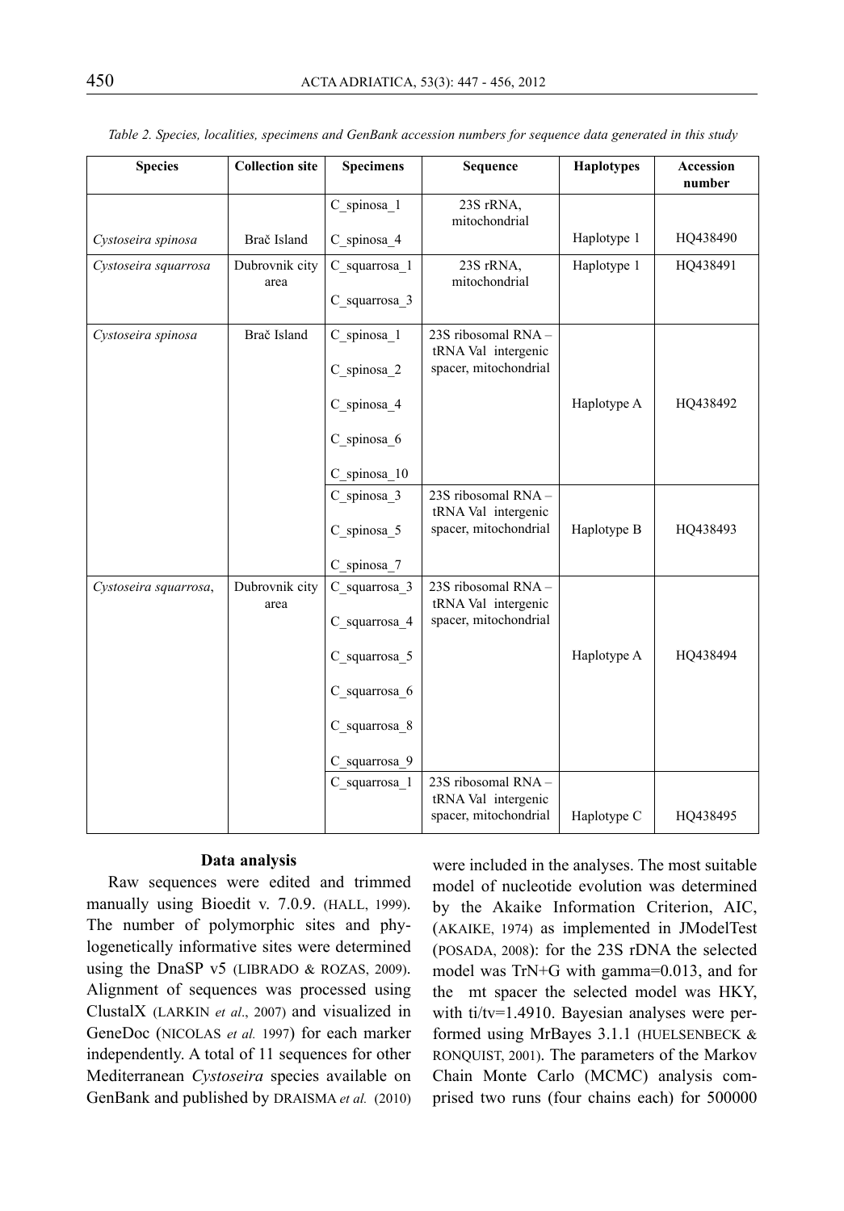*Table 2. Species, localities, specimens and GenBank accession numbers for sequence data generated in this study*

| Species | Collection site | Specimens | Sequence | Haplotypes | Accession number |
|---|---|---|---|---|---|
| *Cystoseira spinosa* | Brač Island | C_spinosa_1<br>C_spinosa_4 | 23S rRNA, mitochondrial | Haplotype 1 | HQ438490 |
| *Cystoseira squarrosa* | Dubrovnik city area | C_squarrosa_1<br>C_squarrosa_3 | 23S rRNA, mitochondrial | Haplotype 1 | HQ438491 |
| *Cystoseira spinosa* | Brač Island | C_spinosa_1<br>C_spinosa_2<br>C_spinosa_4<br>C_spinosa_6<br>C_spinosa_10 | 23S ribosomal RNA – tRNA Val intergenic spacer, mitochondrial | Haplotype A | HQ438492 |
| | | C_spinosa_3<br>C_spinosa_5<br>C_spinosa_7 | 23S ribosomal RNA – tRNA Val intergenic spacer, mitochondrial | Haplotype B | HQ438493 |
| *Cystoseira squarrosa*, | Dubrovnik city area | C_squarrosa_3<br>C_squarrosa_4<br>C_squarrosa_5<br>C_squarrosa_6<br>C_squarrosa_8<br>C_squarrosa_9 | 23S ribosomal RNA – tRNA Val intergenic spacer, mitochondrial | Haplotype A | HQ438494 |
| | | C_squarrosa_1 | 23S ribosomal RNA – tRNA Val intergenic spacer, mitochondrial | Haplotype C | HQ438495 |

#### Data analysis

Raw sequences were edited and trimmed manually using Bioedit v. 7.0.9. (HALL, 1999). The number of polymorphic sites and phylogenetically informative sites were determined using the DnaSP v5 (LIBRADO & ROZAS, 2009). Alignment of sequences was processed using ClustalX (LARKIN *et al*., 2007) and visualized in GeneDoc (NICOLAS *et al.* 1997) for each marker independently. A total of 11 sequences for other Mediterranean *Cystoseira* species available on GenBank and published by DRAISMA *et al.* (2010) were included in the analyses. The most suitable model of nucleotide evolution was determined by the Akaike Information Criterion, AIC, (AKAIKE, 1974) as implemented in JModelTest (POSADA, 2008): for the 23S rDNA the selected model was TrN+G with gamma=0.013, and for the mt spacer the selected model was HKY, with ti/tv=1.4910. Bayesian analyses were performed using MrBayes 3.1.1 (HUELSENBECK & RONQUIST, 2001). The parameters of the Markov Chain Monte Carlo (MCMC) analysis comprised two runs (four chains each) for 500000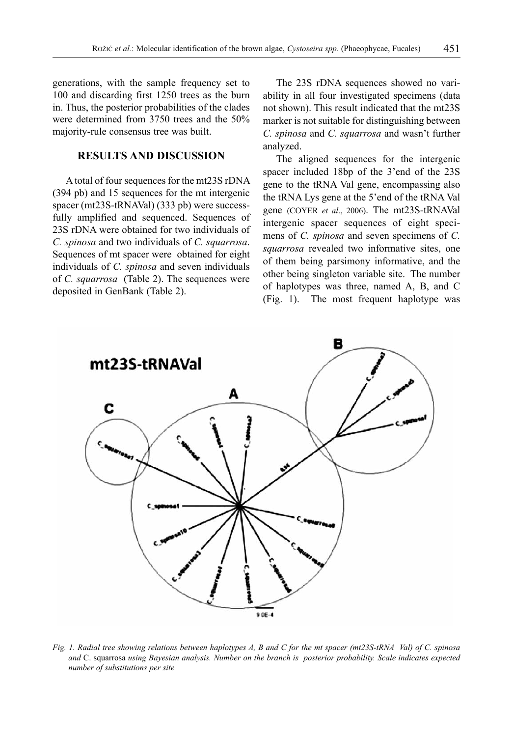generations, with the sample frequency set to 100 and discarding first 1250 trees as the burn in. Thus, the posterior probabilities of the clades were determined from 3750 trees and the 50% majority-rule consensus tree was built.

## RESULTS AND DISCUSSION

A total of four sequences for the mt23S rDNA (394 pb) and 15 sequences for the mt intergenic spacer (mt23S-tRNAVal) (333 pb) were successfully amplified and sequenced. Sequences of 23S rDNA were obtained for two individuals of *C. spinosa* and two individuals of *C. squarrosa*. Sequences of mt spacer were obtained for eight individuals of *C. spinosa* and seven individuals of *C. squarrosa* (Table 2). The sequences were deposited in GenBank (Table 2).

The 23S rDNA sequences showed no variability in all four investigated specimens (data not shown). This result indicated that the mt23S marker is not suitable for distinguishing between *C. spinosa* and *C. squarrosa* and wasn't further analyzed.

The aligned sequences for the intergenic spacer included 18bp of the 3'end of the 23S gene to the tRNA Val gene, encompassing also the tRNA Lys gene at the 5'end of the tRNA Val gene (COYER *et al*., 2006). The mt23S-tRNAVal intergenic spacer sequences of eight specimens of *C. spinosa* and seven specimens of *C. squarrosa* revealed two informative sites, one of them being parsimony informative, and the other being singleton variable site. The number of haplotypes was three, named A, B, and C (Fig. 1). The most frequent haplotype was

*Fig. 1. Radial tree showing relations between haplotypes A, B and C for the mt spacer (mt23S-tRNA Val) of C. spinosa and* C. squarrosa *using Bayesian analysis. Number on the branch is posterior probability. Scale indicates expected number of substitutions per site*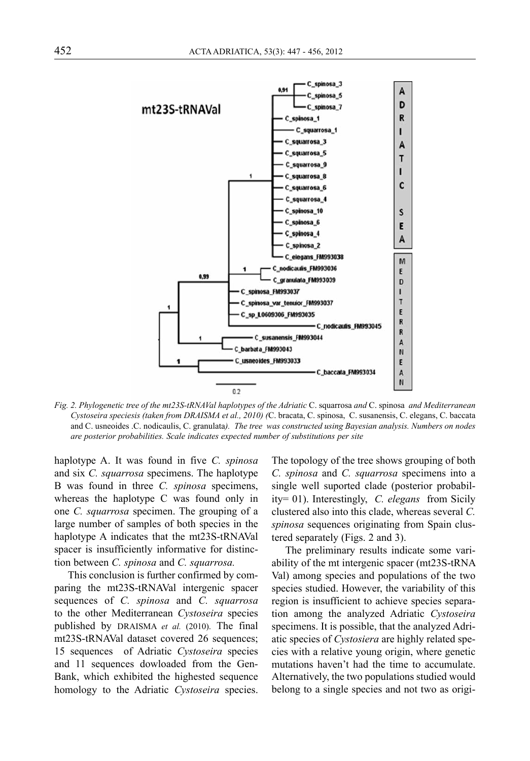*Fig. 2. Phylogenetic tree of the mt23S-tRNAVal haplotypes of the Adriatic* C. squarrosa *and* C. spinosa *and Mediterranean Cystoseira speciesis (taken from DRAISMA et al., 2010) (*C. bracata, C. spinosa, C. susanensis, C. elegans, C. baccata and C. usneoides .C. nodicaulis, C. granulata*). The tree was constructed using Bayesian analysis. Numbers on nodes are posterior probabilities. Scale indicates expected number of substitutions per site*

haplotype A. It was found in five *C. spinosa* and six *C. squarrosa* specimens. The haplotype B was found in three *C. spinosa* specimens, whereas the haplotype C was found only in one *C. squarrosa* specimen. The grouping of a large number of samples of both species in the haplotype A indicates that the mt23S-tRNAVal spacer is insufficiently informative for distinction between *C. spinosa* and *C. squarrosa.*

This conclusion is further confirmed by comparing the mt23S-tRNAVal intergenic spacer sequences of *C. spinosa* and *C. squarrosa* to the other Mediterranean *Cystoseira* species published by DRAISMA *et al.* (2010). The final mt23S-tRNAVal dataset covered 26 sequences; 15 sequences of Adriatic *Cystoseira* species and 11 sequences dowloaded from the GenBank, which exhibited the highested sequence homology to the Adriatic *Cystoseira* species. The topology of the tree shows grouping of both *C. spinosa* and *C. squarrosa* specimens into a single well suported clade (posterior probability= 01). Interestingly, *C. elegans* from Sicily clustered also into this clade, whereas several *C. spinosa* sequences originating from Spain clustered separately (Figs. 2 and 3).

The preliminary results indicate some variability of the mt intergenic spacer (mt23S-tRNA Val) among species and populations of the two species studied. However, the variability of this region is insufficient to achieve species separation among the analyzed Adriatic *Cystoseira* specimens. It is possible, that the analyzed Adriatic species of *Cystosiera* are highly related species with a relative young origin, where genetic mutations haven't had the time to accumulate. Alternatively, the two populations studied would belong to a single species and not two as origi-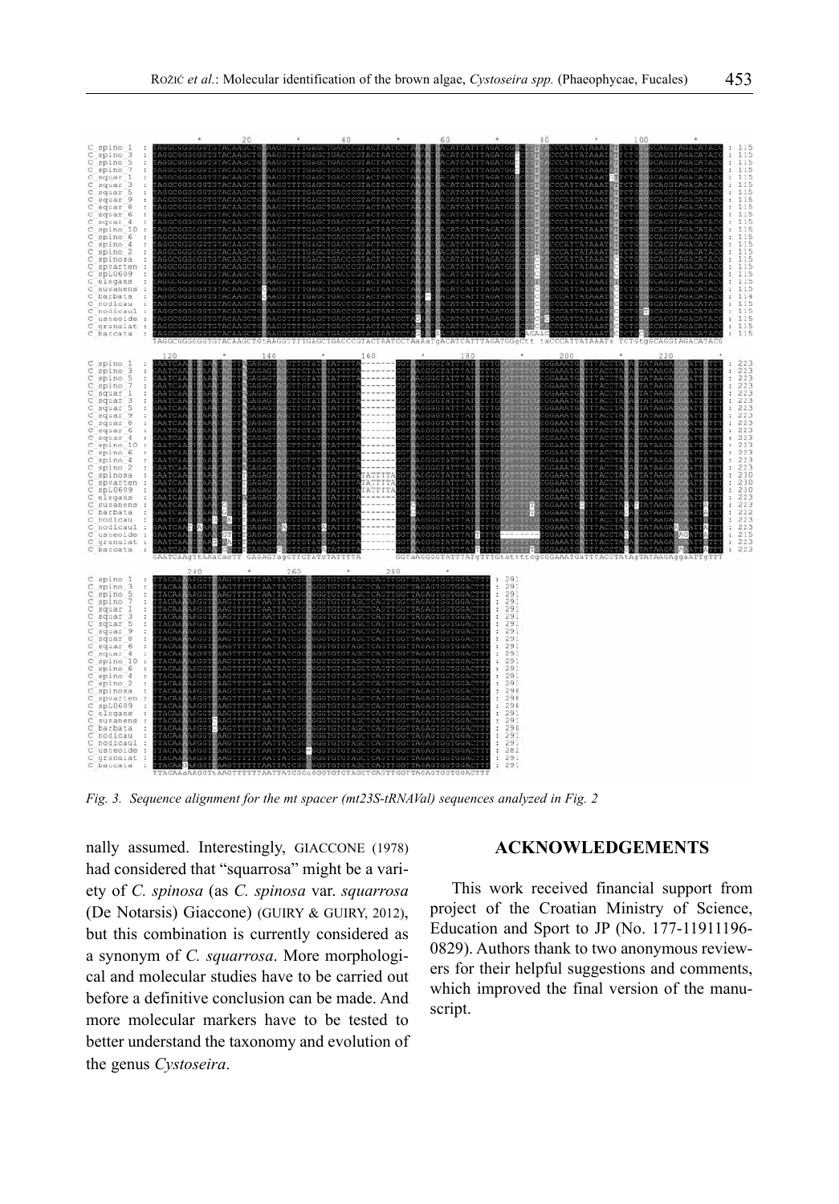Fig. 3. Sequence alignment for the mt spacer (mt23S-tRNAVal) sequences analyzed in Fig. 2

nally assumed. Interestingly, GIACCONE (1978) had considered that "squarrosa" might be a variety of *C. spinosa* (as *C. spinosa* var. *squarrosa* (De Notarsis) Giaccone) (GUIRY & GUIRY, 2012), but this combination is currently considered as a synonym of *C. squarrosa*. More morphological and molecular studies have to be carried out before a definitive conclusion can be made. And more molecular markers have to be tested to better understand the taxonomy and evolution of the genus *Cystoseira*.

## ACKNOWLEDGEMENTS

This work received financial support from project of the Croatian Ministry of Science, Education and Sport to JP (No. 177-11911196-0829). Authors thank to two anonymous reviewers for their helpful suggestions and comments, which improved the final version of the manuscript.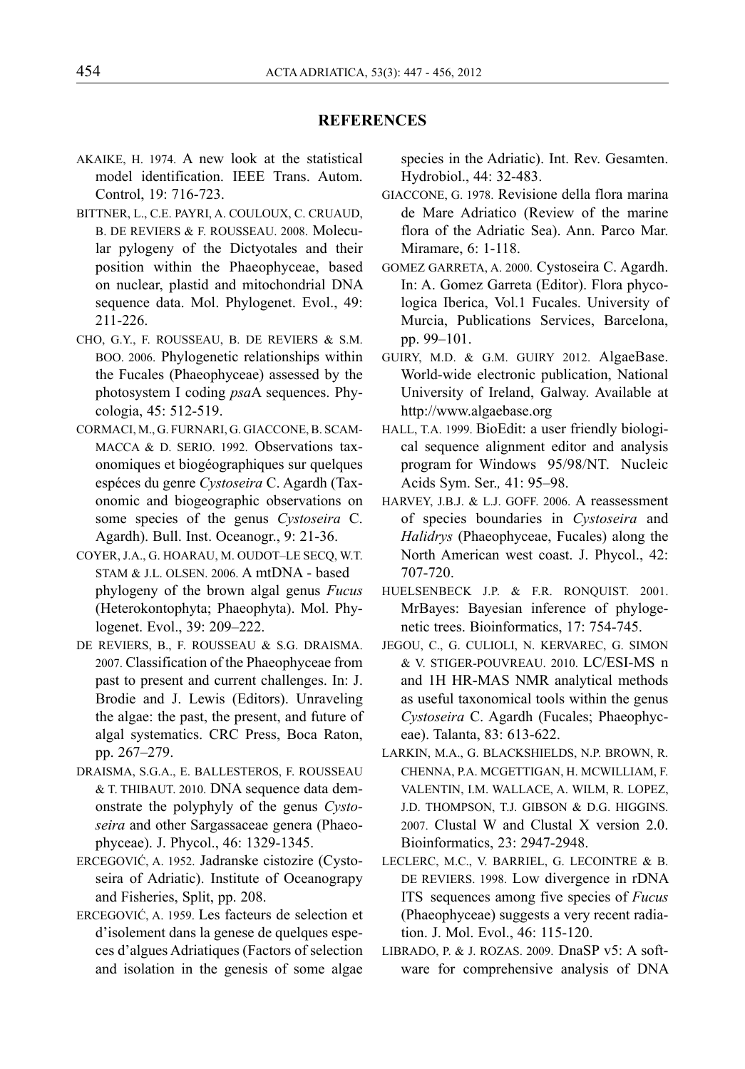## REFERENCES

AKAIKE, H. 1974. A new look at the statistical model identification. IEEE Trans. Autom. Control, 19: 716-723.

BITTNER, L., C.E. PAYRI, A. COULOUX, C. CRUAUD, B. DE REVIERS & F. ROUSSEAU. 2008. Molecular pylogeny of the Dictyotales and their position within the Phaeophyceae, based on nuclear, plastid and mitochondrial DNA sequence data. Mol. Phylogenet. Evol., 49: 211-226.

CHO, G.Y., F. ROUSSEAU, B. DE REVIERS & S.M. BOO. 2006. Phylogenetic relationships within the Fucales (Phaeophyceae) assessed by the photosystem I coding *psa*A sequences. Phycologia, 45: 512-519.

CORMACI, M., G. FURNARI, G. GIACCONE, B. SCAMMACCA & D. SERIO. 1992. Observations taxonomiques et biogéographiques sur quelques espéces du genre *Cystoseira* C. Agardh (Taxonomic and biogeographic observations on some species of the genus *Cystoseira* C. Agardh). Bull. Inst. Oceanogr., 9: 21-36.

COYER, J.A., G. HOARAU, M. OUDOT–LE SECQ, W.T. STAM & J.L. OLSEN. 2006. A mtDNA - based phylogeny of the brown algal genus *Fucus* (Heterokontophyta; Phaeophyta). Mol. Phylogenet. Evol., 39: 209–222.

DE REVIERS, B., F. ROUSSEAU & S.G. DRAISMA. 2007. Classification of the Phaeophyceae from past to present and current challenges. In: J. Brodie and J. Lewis (Editors). Unraveling the algae: the past, the present, and future of algal systematics. CRC Press, Boca Raton, pp. 267–279.

DRAISMA, S.G.A., E. BALLESTEROS, F. ROUSSEAU & T. THIBAUT. 2010. DNA sequence data demonstrate the polyphyly of the genus *Cystoseira* and other Sargassaceae genera (Phaeophyceae). J. Phycol., 46: 1329-1345.

ERCEGOVIĆ, A. 1952. Jadranske cistozire (Cystoseira of Adriatic). Institute of Oceanograpy and Fisheries, Split, pp. 208.

ERCEGOVIĆ, A. 1959. Les facteurs de selection et d'isolement dans la genese de quelques especes d'algues Adriatiques (Factors of selection and isolation in the genesis of some algae species in the Adriatic). Int. Rev. Gesamten. Hydrobiol., 44: 32-483.

GIACCONE, G. 1978. Revisione della flora marina de Mare Adriatico (Review of the marine flora of the Adriatic Sea). Ann. Parco Mar. Miramare, 6: 1-118.

GOMEZ GARRETA, A. 2000. Cystoseira C. Agardh. In: A. Gomez Garreta (Editor). Flora phycologica Iberica, Vol.1 Fucales. University of Murcia, Publications Services, Barcelona, pp. 99–101.

GUIRY, M.D. & G.M. GUIRY 2012. AlgaeBase. World-wide electronic publication, National University of Ireland, Galway. Available at http://www.algaebase.org

HALL, T.A. 1999. BioEdit: a user friendly biological sequence alignment editor and analysis program for Windows 95/98/NT. Nucleic Acids Sym. Ser., 41: 95–98.

HARVEY, J.B.J. & L.J. GOFF. 2006. A reassessment of species boundaries in *Cystoseira* and *Halidrys* (Phaeophyceae, Fucales) along the North American west coast. J. Phycol., 42: 707-720.

HUELSENBECK J.P. & F.R. RONQUIST. 2001. MrBayes: Bayesian inference of phylogenetic trees. Bioinformatics, 17: 754-745.

JEGOU, C., G. CULIOLI, N. KERVAREC, G. SIMON & V. STIGER-POUVREAU. 2010. LC/ESI-MS n and 1H HR-MAS NMR analytical methods as useful taxonomical tools within the genus *Cystoseira* C. Agardh (Fucales; Phaeophyceae). Talanta, 83: 613-622.

LARKIN, M.A., G. BLACKSHIELDS, N.P. BROWN, R. CHENNA, P.A. MCGETTIGAN, H. MCWILLIAM, F. VALENTIN, I.M. WALLACE, A. WILM, R. LOPEZ, J.D. THOMPSON, T.J. GIBSON & D.G. HIGGINS. 2007. Clustal W and Clustal X version 2.0. Bioinformatics, 23: 2947-2948.

LECLERC, M.C., V. BARRIEL, G. LECOINTRE & B. DE REVIERS. 1998. Low divergence in rDNA ITS sequences among five species of *Fucus* (Phaeophyceae) suggests a very recent radiation. J. Mol. Evol., 46: 115-120.

LIBRADO, P. & J. ROZAS. 2009. DnaSP v5: A software for comprehensive analysis of DNA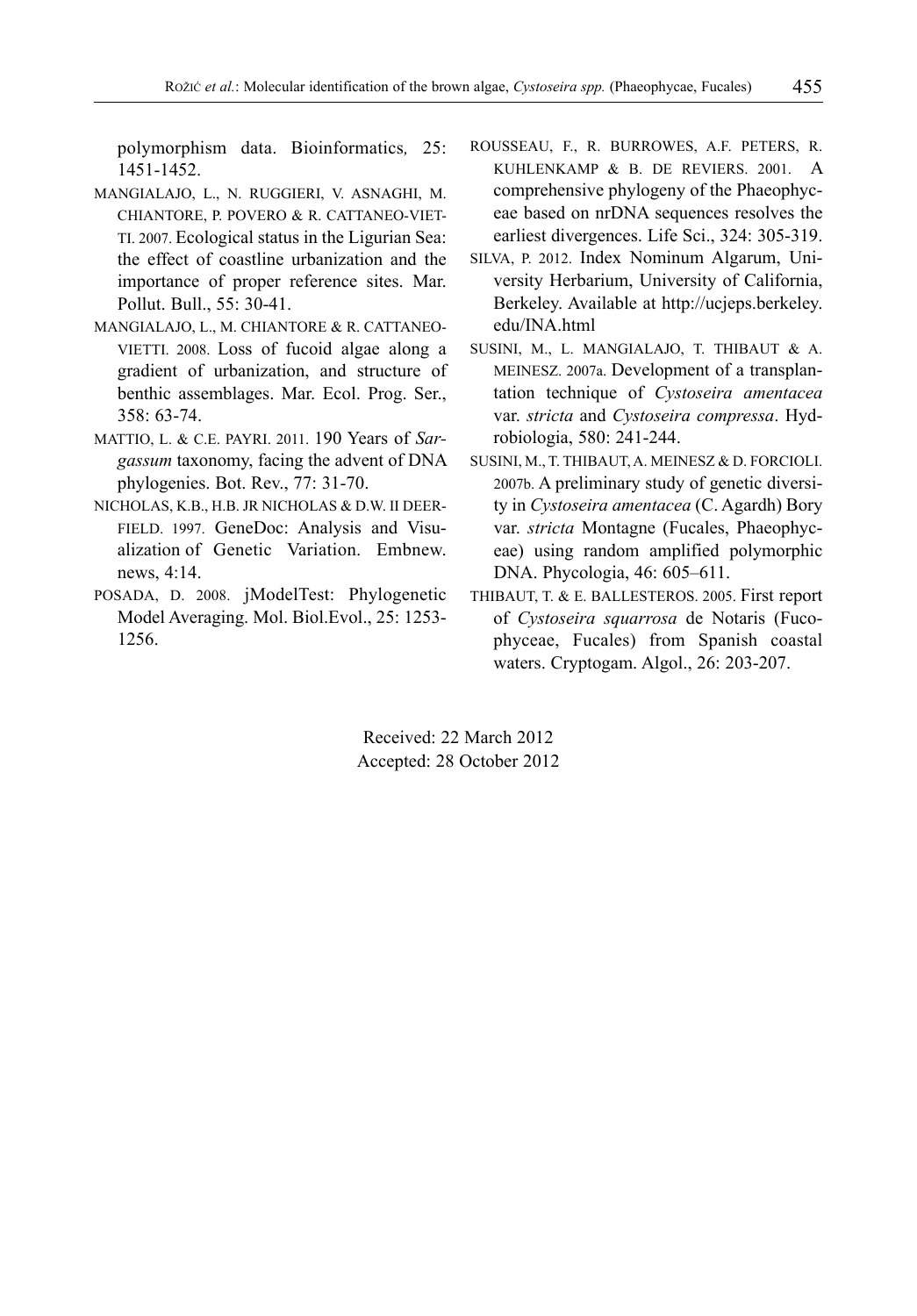polymorphism data. Bioinformatics, 25: 1451-1452.

MANGIALAJO, L., N. RUGGIERI, V. ASNAGHI, M. CHIANTORE, P. POVERO & R. CATTANEO-VIETTI. 2007. Ecological status in the Ligurian Sea: the effect of coastline urbanization and the importance of proper reference sites. Mar. Pollut. Bull., 55: 30-41.

MANGIALAJO, L., M. CHIANTORE & R. CATTANEO-VIETTI. 2008. Loss of fucoid algae along a gradient of urbanization, and structure of benthic assemblages. Mar. Ecol. Prog. Ser., 358: 63-74.

MATTIO, L. & C.E. PAYRI. 2011. 190 Years of *Sargassum* taxonomy, facing the advent of DNA phylogenies. Bot. Rev., 77: 31-70.

NICHOLAS, K.B., H.B. JR NICHOLAS & D.W. II DEERFIELD. 1997. GeneDoc: Analysis and Visualization of Genetic Variation. Embnew. news, 4:14.

POSADA, D. 2008. jModelTest: Phylogenetic Model Averaging. Mol. Biol.Evol., 25: 1253-1256.

ROUSSEAU, F., R. BURROWES, A.F. PETERS, R. KUHLENKAMP & B. DE REVIERS. 2001. A comprehensive phylogeny of the Phaeophyceae based on nrDNA sequences resolves the earliest divergences. Life Sci., 324: 305-319.

SILVA, P. 2012. Index Nominum Algarum, University Herbarium, University of California, Berkeley. Available at http://ucjeps.berkeley.edu/INA.html

SUSINI, M., L. MANGIALAJO, T. THIBAUT & A. MEINESZ. 2007a. Development of a transplantation technique of *Cystoseira amentacea* var. *stricta* and *Cystoseira compressa*. Hydrobiologia, 580: 241-244.

SUSINI, M., T. THIBAUT, A. MEINESZ & D. FORCIOLI. 2007b. A preliminary study of genetic diversity in *Cystoseira amentacea* (C. Agardh) Bory var. *stricta* Montagne (Fucales, Phaeophyceae) using random amplified polymorphic DNA. Phycologia, 46: 605–611.

THIBAUT, T. & E. BALLESTEROS. 2005. First report of *Cystoseira squarrosa* de Notaris (Fucophyceae, Fucales) from Spanish coastal waters. Cryptogam. Algol., 26: 203-207.

Received: 22 March 2012
Accepted: 28 October 2012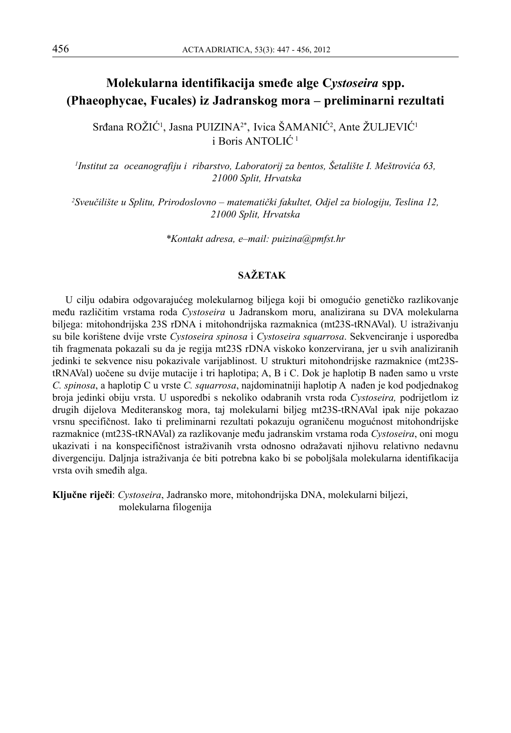# Molekularna identifikacija smeđe alge C*ystoseira* spp. (Phaeophycae, Fucales) iz Jadranskog mora – preliminarni rezultati

Srđana ROŽIĆ[1], Jasna PUIZINA[2*], Ivica ŠAMANIĆ[2], Ante ŽULJEVIĆ[1] i Boris ANTOLIĆ [1]

[1]*Institut za oceanografiju i ribarstvo, Laboratorij za bentos, Šetalište I. Meštrovića 63, 21000 Split, Hrvatska*

[2]*Sveučilište u Splitu, Prirodoslovno – matematički fakultet, Odjel za biologiju, Teslina 12, 21000 Split, Hrvatska*

*\*Kontakt adresa, e–mail: puizina@pmfst.hr*

## SAŽETAK

U cilju odabira odgovarajućeg molekularnog biljega koji bi omogućio genetičko razlikovanje među različitim vrstama roda *Cystoseira* u Jadranskom moru, analizirana su DVA molekularna biljega: mitohondrijska 23S rDNA i mitohondrijska razmaknica (mt23S-tRNAVal). U istraživanju su bile korištene dvije vrste *Cystoseira spinosa* i *Cystoseira squarrosa*. Sekvenciranje i usporedba tih fragmenata pokazali su da je regija mt23S rDNA viskoko konzervirana, jer u svih analiziranih jedinki te sekvence nisu pokazivale varijablinost. U strukturi mitohondrijske razmaknice (mt23S-tRNAVal) uočene su dvije mutacije i tri haplotipa; A, B i C. Dok je haplotip B nađen samo u vrste *C. spinosa*, a haplotip C u vrste *C. squarrosa*, najdominatniji haplotip A nađen je kod podjednakog broja jedinki obiju vrsta. U usporedbi s nekoliko odabranih vrsta roda *Cystoseira,* podrijetlom iz drugih dijelova Mediteranskog mora, taj molekularni biljeg mt23S-tRNAVal ipak nije pokazao vrsnu specifičnost. Iako ti preliminarni rezultati pokazuju ograničenu mogućnost mitohondrijske razmaknice (mt23S-tRNAVal) za razlikovanje među jadranskim vrstama roda *Cystoseira*, oni mogu ukazivati i na konspecifičnost istraživanih vrsta odnosno odražavati njihovu relativno nedavnu divergenciju. Daljnja istraživanja će biti potrebna kako bi se poboljšala molekularna identifikacija vrsta ovih smeđih alga.

**Ključne riječi**: *Cystoseira*, Jadransko more, mitohondrijska DNA, molekularni biljezi, molekularna filogenija